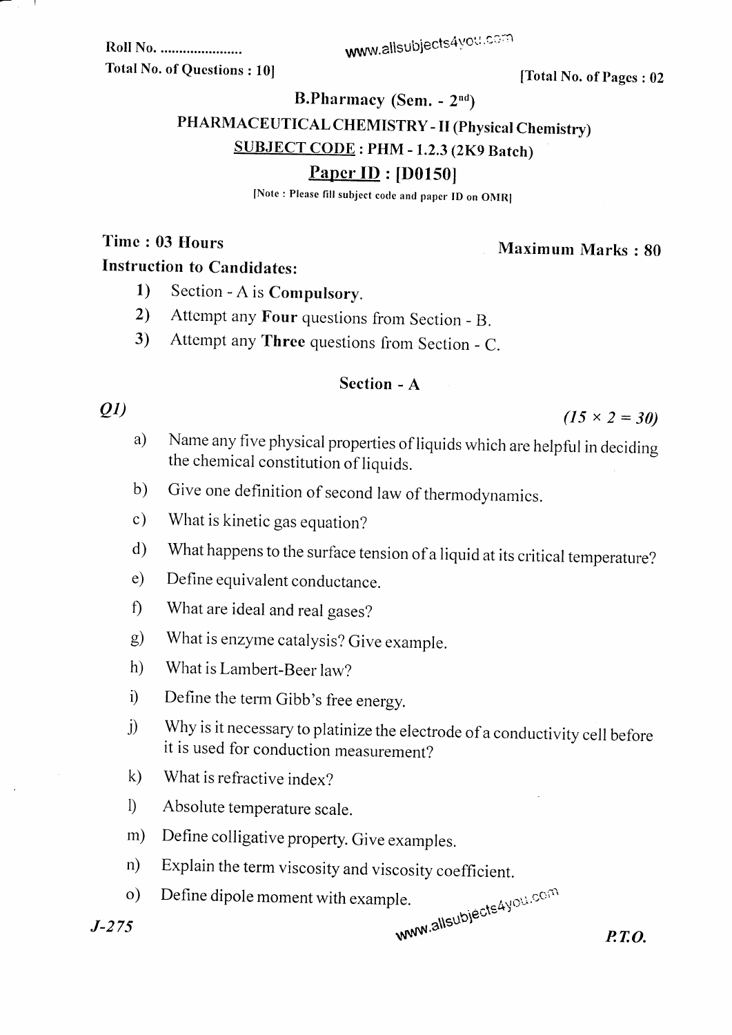Roll No. ......................

Total No. of Questions : 10]

[Total No. of Pages : 02

# B.Pharmacy (Sem. - 2nd)

## PHARMACEUTICAL CHEMISTRY - II (Physical Chemistry)

**SUBJECT CODE : PHM - 1.2.3 (2K9 Batch)**

**Paper ID : [D0150]**

[Note : Please fill subject code and paper ID on OMR]

**Time : 03 Hours** **Maximum Marks : 80**

**Instruction to Candidates:**

1) Section - A is **Compulsory**.
2) Attempt any **Four** questions from Section - B.
3) Attempt any **Three** questions from Section - C.

### Section - A

*Q1)* *(15 × 2 = 30)*

a) Name any five physical properties of liquids which are helpful in deciding the chemical constitution of liquids.

b) Give one definition of second law of thermodynamics.

c) What is kinetic gas equation?

d) What happens to the surface tension of a liquid at its critical temperature?

e) Define equivalent conductance.

f) What are ideal and real gases?

g) What is enzyme catalysis? Give example.

h) What is Lambert-Beer law?

i) Define the term Gibb's free energy.

j) Why is it necessary to platinize the electrode of a conductivity cell before it is used for conduction measurement?

k) What is refractive index?

l) Absolute temperature scale.

m) Define colligative property. Give examples.

n) Explain the term viscosity and viscosity coefficient.

o) Define dipole moment with example.

*J-275*

*P.T.O.*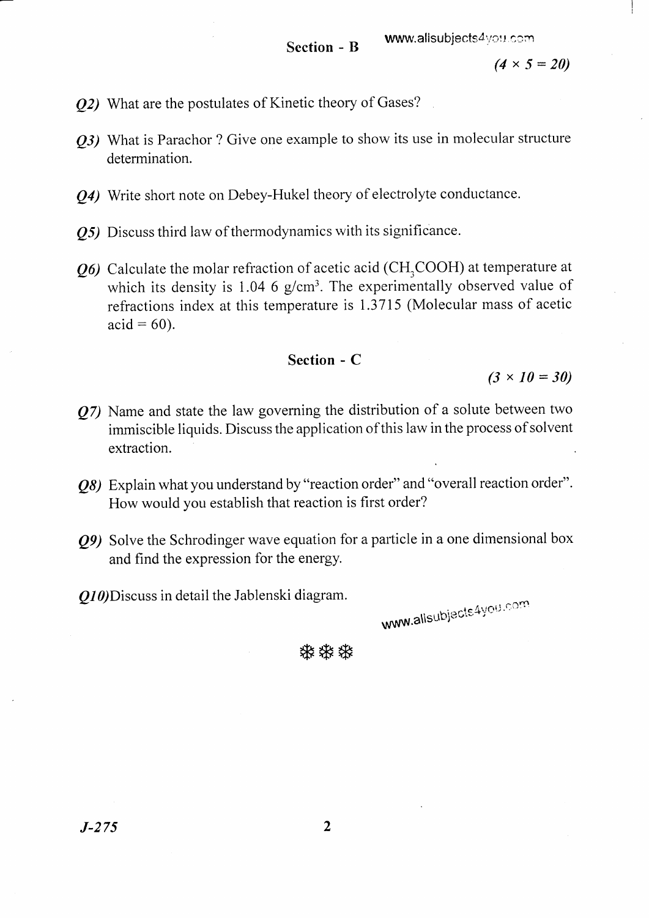## Section - B

*(4 × 5 = 20)*

**Q2)** What are the postulates of Kinetic theory of Gases?

**Q3)** What is Parachor ? Give one example to show its use in molecular structure determination.

**Q4)** Write short note on Debey-Hukel theory of electrolyte conductance.

**Q5)** Discuss third law of thermodynamics with its significance.

**Q6)** Calculate the molar refraction of acetic acid ($CH_3COOH$) at temperature at which its density is 1.04 6 g/cm$^3$. The experimentally observed value of refractions index at this temperature is 1.3715 (Molecular mass of acetic acid = 60).

## Section - C

*(3 × 10 = 30)*

**Q7)** Name and state the law governing the distribution of a solute between two immiscible liquids. Discuss the application of this law in the process of solvent extraction.

**Q8)** Explain what you understand by "reaction order" and "overall reaction order". How would you establish that reaction is first order?

**Q9)** Solve the Schrodinger wave equation for a particle in a one dimensional box and find the expression for the energy.

**Q10)** Discuss in detail the Jablenski diagram.

❄❄❄